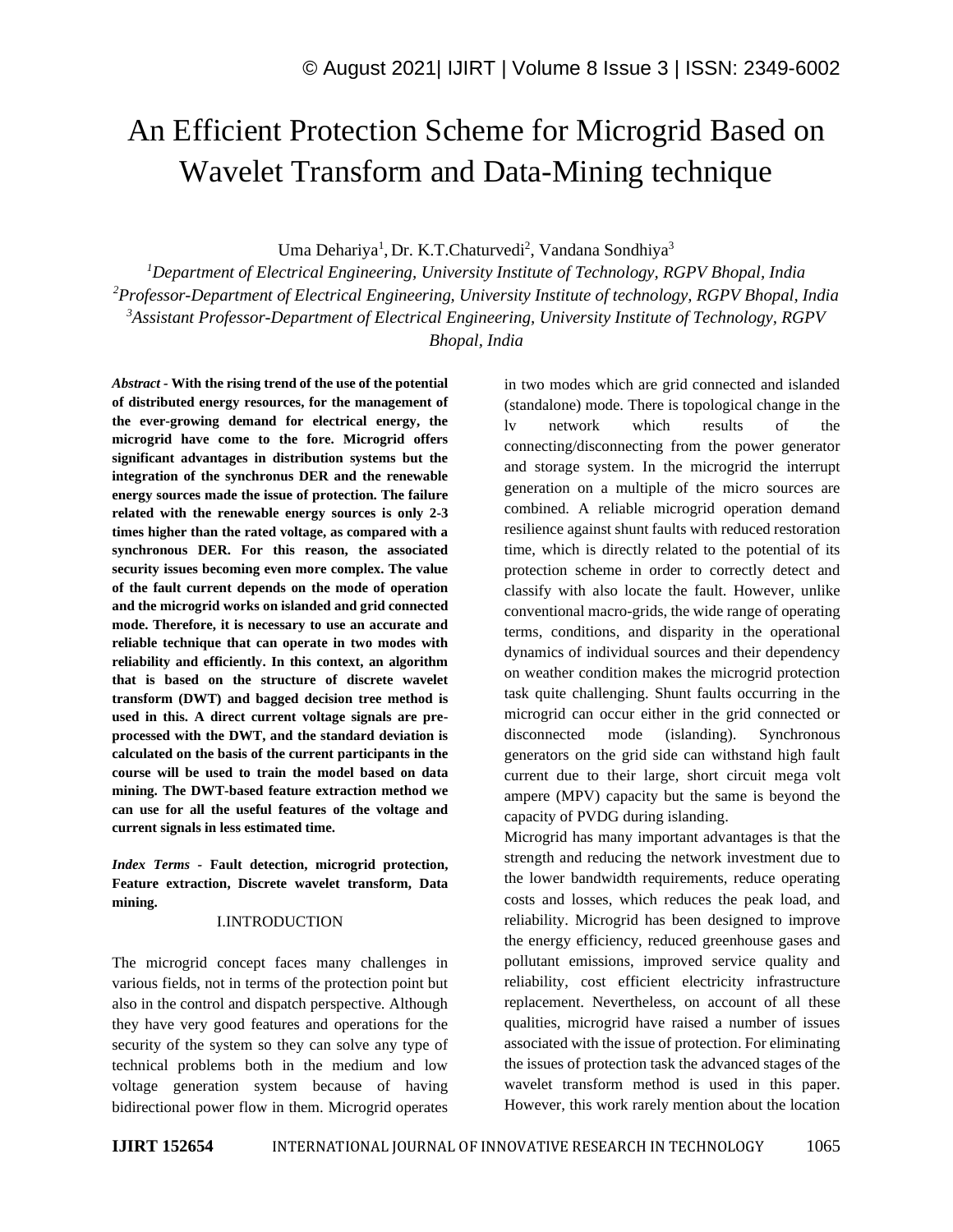# An Efficient Protection Scheme for Microgrid Based on Wavelet Transform and Data-Mining technique

Uma Dehariya[1], Dr. K.T.Chaturvedi[2], Vandana Sondhiya[3]

[1]*Department of Electrical Engineering, University Institute of Technology, RGPV Bhopal, India*

[2]*Professor-Department of Electrical Engineering, University Institute of technology, RGPV Bhopal, India*

[3]*Assistant Professor-Department of Electrical Engineering, University Institute of Technology, RGPV Bhopal, India*

***Abstract* - With the rising trend of the use of the potential of distributed energy resources, for the management of the ever-growing demand for electrical energy, the microgrid have come to the fore. Microgrid offers significant advantages in distribution systems but the integration of the synchronus DER and the renewable energy sources made the issue of protection. The failure related with the renewable energy sources is only 2-3 times higher than the rated voltage, as compared with a synchronous DER. For this reason, the associated security issues becoming even more complex. The value of the fault current depends on the mode of operation and the microgrid works on islanded and grid connected mode. Therefore, it is necessary to use an accurate and reliable technique that can operate in two modes with reliability and efficiently. In this context, an algorithm that is based on the structure of discrete wavelet transform (DWT) and bagged decision tree method is used in this. A direct current voltage signals are pre-processed with the DWT, and the standard deviation is calculated on the basis of the current participants in the course will be used to train the model based on data mining. The DWT-based feature extraction method we can use for all the useful features of the voltage and current signals in less estimated time.**

***Index Terms* - Fault detection, microgrid protection, Feature extraction, Discrete wavelet transform, Data mining.**

## I.INTRODUCTION

The microgrid concept faces many challenges in various fields, not in terms of the protection point but also in the control and dispatch perspective. Although they have very good features and operations for the security of the system so they can solve any type of technical problems both in the medium and low voltage generation system because of having bidirectional power flow in them. Microgrid operates in two modes which are grid connected and islanded (standalone) mode. There is topological change in the lv network which results of the connecting/disconnecting from the power generator and storage system. In the microgrid the interrupt generation on a multiple of the micro sources are combined. A reliable microgrid operation demand resilience against shunt faults with reduced restoration time, which is directly related to the potential of its protection scheme in order to correctly detect and classify with also locate the fault. However, unlike conventional macro-grids, the wide range of operating terms, conditions, and disparity in the operational dynamics of individual sources and their dependency on weather condition makes the microgrid protection task quite challenging. Shunt faults occurring in the microgrid can occur either in the grid connected or disconnected mode (islanding). Synchronous generators on the grid side can withstand high fault current due to their large, short circuit mega volt ampere (MPV) capacity but the same is beyond the capacity of PVDG during islanding.

Microgrid has many important advantages is that the strength and reducing the network investment due to the lower bandwidth requirements, reduce operating costs and losses, which reduces the peak load, and reliability. Microgrid has been designed to improve the energy efficiency, reduced greenhouse gases and pollutant emissions, improved service quality and reliability, cost efficient electricity infrastructure replacement. Nevertheless, on account of all these qualities, microgrid have raised a number of issues associated with the issue of protection. For eliminating the issues of protection task the advanced stages of the wavelet transform method is used in this paper. However, this work rarely mention about the location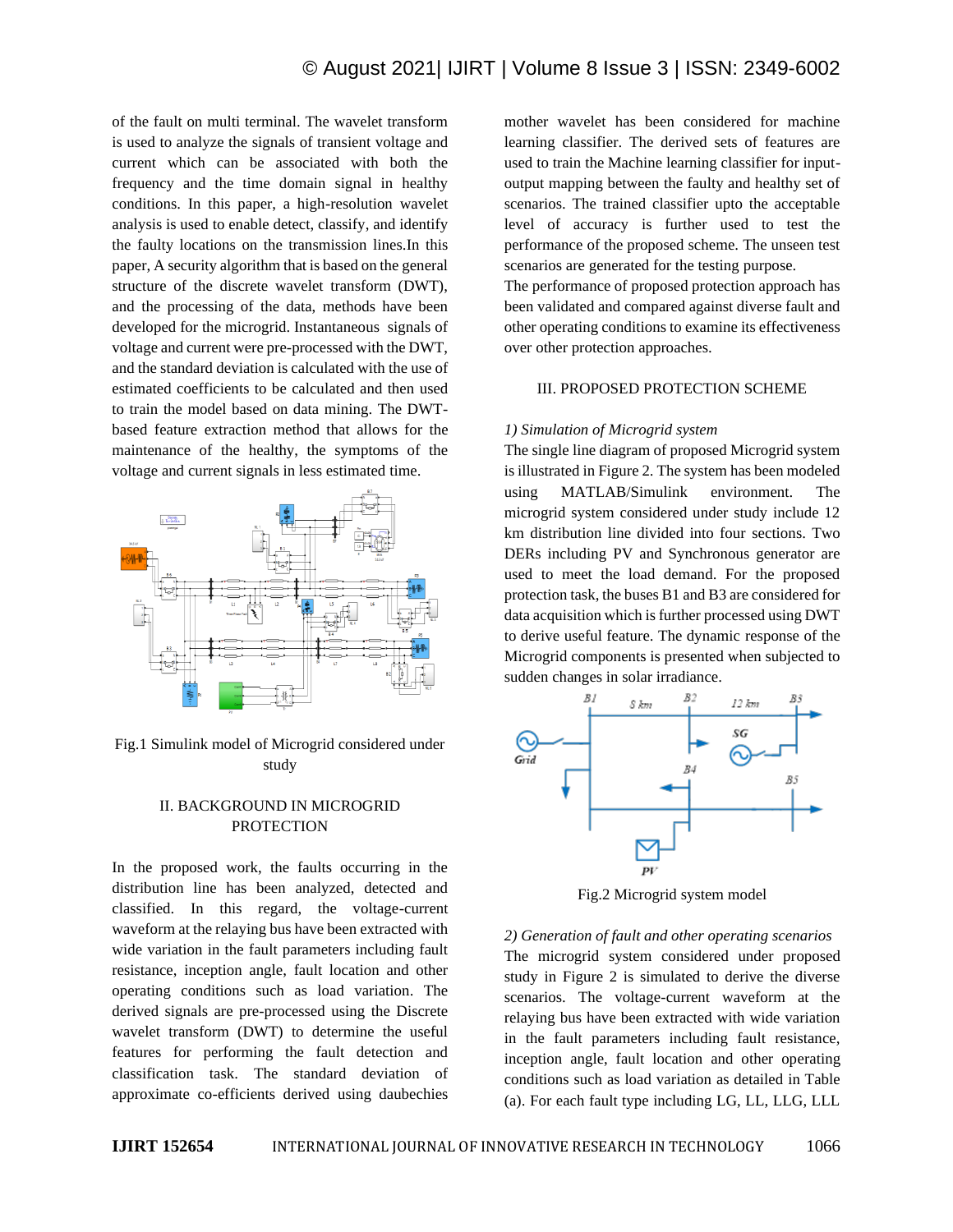of the fault on multi terminal. The wavelet transform is used to analyze the signals of transient voltage and current which can be associated with both the frequency and the time domain signal in healthy conditions. In this paper, a high-resolution wavelet analysis is used to enable detect, classify, and identify the faulty locations on the transmission lines.In this paper, A security algorithm that is based on the general structure of the discrete wavelet transform (DWT), and the processing of the data, methods have been developed for the microgrid. Instantaneous signals of voltage and current were pre-processed with the DWT, and the standard deviation is calculated with the use of estimated coefficients to be calculated and then used to train the model based on data mining. The DWT-based feature extraction method that allows for the maintenance of the healthy, the symptoms of the voltage and current signals in less estimated time.

Fig.1 Simulink model of Microgrid considered under study

## II. BACKGROUND IN MICROGRID PROTECTION

In the proposed work, the faults occurring in the distribution line has been analyzed, detected and classified. In this regard, the voltage-current waveform at the relaying bus have been extracted with wide variation in the fault parameters including fault resistance, inception angle, fault location and other operating conditions such as load variation. The derived signals are pre-processed using the Discrete wavelet transform (DWT) to determine the useful features for performing the fault detection and classification task. The standard deviation of approximate co-efficients derived using daubechies mother wavelet has been considered for machine learning classifier. The derived sets of features are used to train the Machine learning classifier for input-output mapping between the faulty and healthy set of scenarios. The trained classifier upto the acceptable level of accuracy is further used to test the performance of the proposed scheme. The unseen test scenarios are generated for the testing purpose.

The performance of proposed protection approach has been validated and compared against diverse fault and other operating conditions to examine its effectiveness over other protection approaches.

## III. PROPOSED PROTECTION SCHEME

### *1) Simulation of Microgrid system*

The single line diagram of proposed Microgrid system is illustrated in Figure 2. The system has been modeled using MATLAB/Simulink environment. The microgrid system considered under study include 12 km distribution line divided into four sections. Two DERs including PV and Synchronous generator are used to meet the load demand. For the proposed protection task, the buses B1 and B3 are considered for data acquisition which is further processed using DWT to derive useful feature. The dynamic response of the Microgrid components is presented when subjected to sudden changes in solar irradiance.

Fig.2 Microgrid system model

### *2) Generation of fault and other operating scenarios*

The microgrid system considered under proposed study in Figure 2 is simulated to derive the diverse scenarios. The voltage-current waveform at the relaying bus have been extracted with wide variation in the fault parameters including fault resistance, inception angle, fault location and other operating conditions such as load variation as detailed in Table (a). For each fault type including LG, LL, LLG, LLL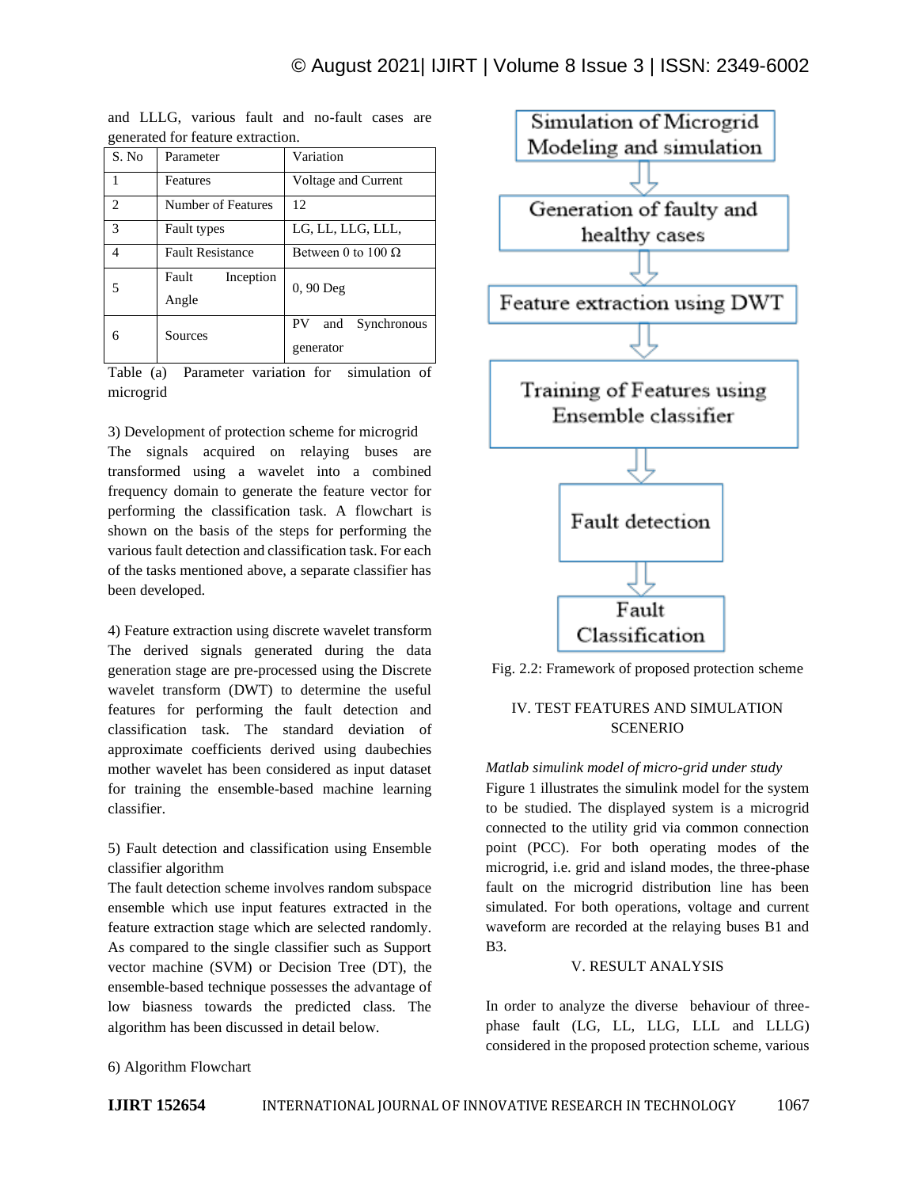and LLLG, various fault and no-fault cases are generated for feature extraction.

| S. No | Parameter | Variation |
|---|---|---|
| 1 | Features | Voltage and Current |
| 2 | Number of Features | 12 |
| 3 | Fault types | LG, LL, LLG, LLL, |
| 4 | Fault Resistance | Between 0 to 100 Ω |
| 5 | Fault Inception Angle | 0, 90 Deg |
| 6 | Sources | PV and Synchronous generator |

Table (a) Parameter variation for simulation of microgrid

3) Development of protection scheme for microgrid

The signals acquired on relaying buses are transformed using a wavelet into a combined frequency domain to generate the feature vector for performing the classification task. A flowchart is shown on the basis of the steps for performing the various fault detection and classification task. For each of the tasks mentioned above, a separate classifier has been developed.

4) Feature extraction using discrete wavelet transform

The derived signals generated during the data generation stage are pre-processed using the Discrete wavelet transform (DWT) to determine the useful features for performing the fault detection and classification task. The standard deviation of approximate coefficients derived using daubechies mother wavelet has been considered as input dataset for training the ensemble-based machine learning classifier.

5) Fault detection and classification using Ensemble classifier algorithm

The fault detection scheme involves random subspace ensemble which use input features extracted in the feature extraction stage which are selected randomly. As compared to the single classifier such as Support vector machine (SVM) or Decision Tree (DT), the ensemble-based technique possesses the advantage of low biasness towards the predicted class. The algorithm has been discussed in detail below.

6) Algorithm Flowchart

Simulation of Microgrid Modeling and simulation
⇩
Generation of faulty and healthy cases
⇩
Feature extraction using DWT
⇩
Training of Features using Ensemble classifier
⇩
Fault detection
⇩
Fault Classification

Fig. 2.2: Framework of proposed protection scheme

## IV. TEST FEATURES AND SIMULATION SCENERIO

*Matlab simulink model of micro-grid under study*

Figure 1 illustrates the simulink model for the system to be studied. The displayed system is a microgrid connected to the utility grid via common connection point (PCC). For both operating modes of the microgrid, i.e. grid and island modes, the three-phase fault on the microgrid distribution line has been simulated. For both operations, voltage and current waveform are recorded at the relaying buses B1 and B3.

## V. RESULT ANALYSIS

In order to analyze the diverse behaviour of three-phase fault (LG, LL, LLG, LLL and LLLG) considered in the proposed protection scheme, various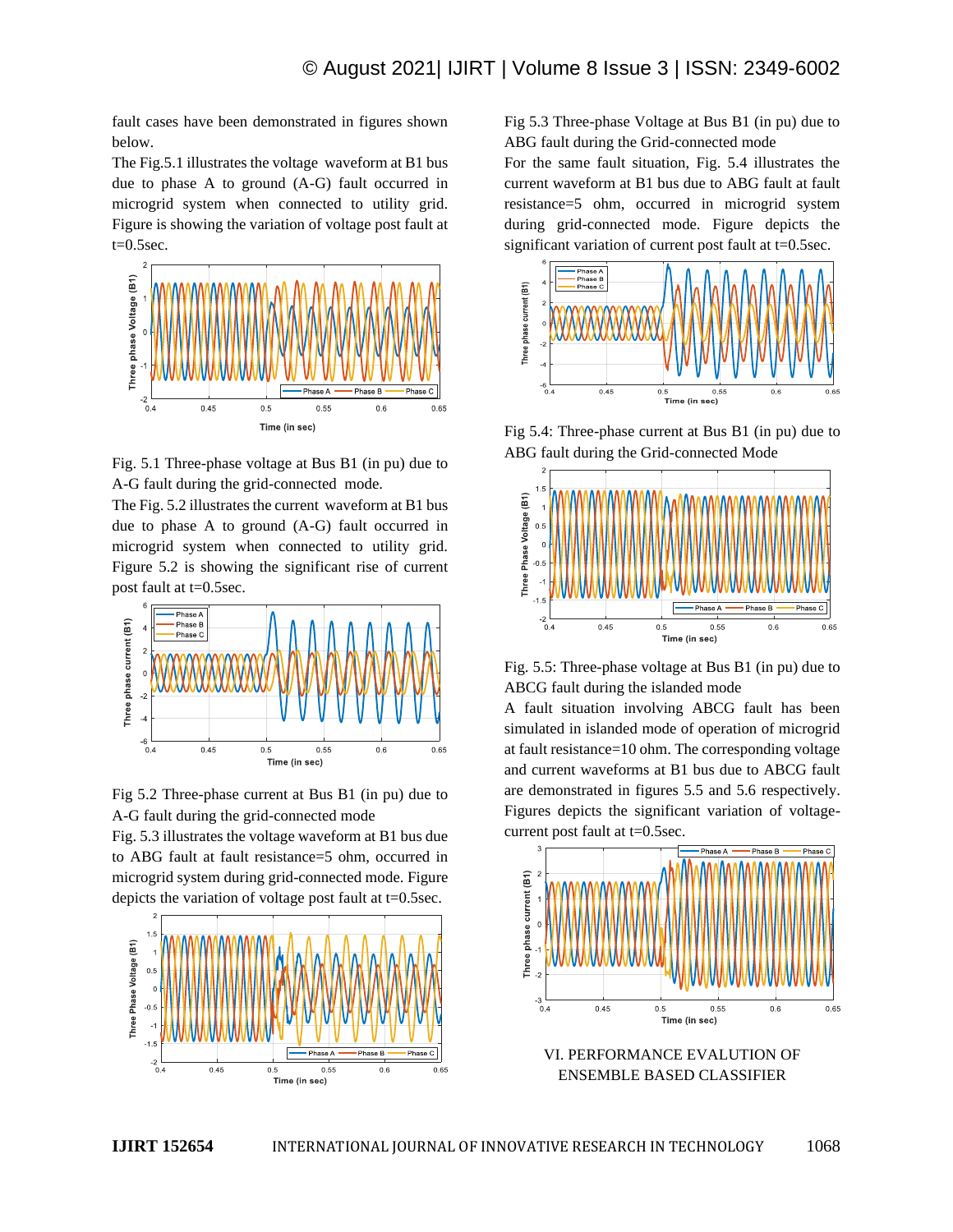fault cases have been demonstrated in figures shown below.

The Fig.5.1 illustrates the voltage waveform at B1 bus due to phase A to ground (A-G) fault occurred in microgrid system when connected to utility grid. Figure is showing the variation of voltage post fault at t=0.5sec.

Fig. 5.1 Three-phase voltage at Bus B1 (in pu) due to A-G fault during the grid-connected mode.

The Fig. 5.2 illustrates the current waveform at B1 bus due to phase A to ground (A-G) fault occurred in microgrid system when connected to utility grid. Figure 5.2 is showing the significant rise of current post fault at t=0.5sec.

Fig 5.2 Three-phase current at Bus B1 (in pu) due to A-G fault during the grid-connected mode

Fig. 5.3 illustrates the voltage waveform at B1 bus due to ABG fault at fault resistance=5 ohm, occurred in microgrid system during grid-connected mode. Figure depicts the variation of voltage post fault at t=0.5sec.

Fig 5.3 Three-phase Voltage at Bus B1 (in pu) due to ABG fault during the Grid-connected mode

For the same fault situation, Fig. 5.4 illustrates the current waveform at B1 bus due to ABG fault at fault resistance=5 ohm, occurred in microgrid system during grid-connected mode. Figure depicts the significant variation of current post fault at t=0.5sec.

Fig 5.4: Three-phase current at Bus B1 (in pu) due to ABG fault during the Grid-connected Mode

Fig. 5.5: Three-phase voltage at Bus B1 (in pu) due to ABCG fault during the islanded mode

A fault situation involving ABCG fault has been simulated in islanded mode of operation of microgrid at fault resistance=10 ohm. The corresponding voltage and current waveforms at B1 bus due to ABCG fault are demonstrated in figures 5.5 and 5.6 respectively. Figures depicts the significant variation of voltage-current post fault at t=0.5sec.

## VI. PERFORMANCE EVALUTION OF ENSEMBLE BASED CLASSIFIER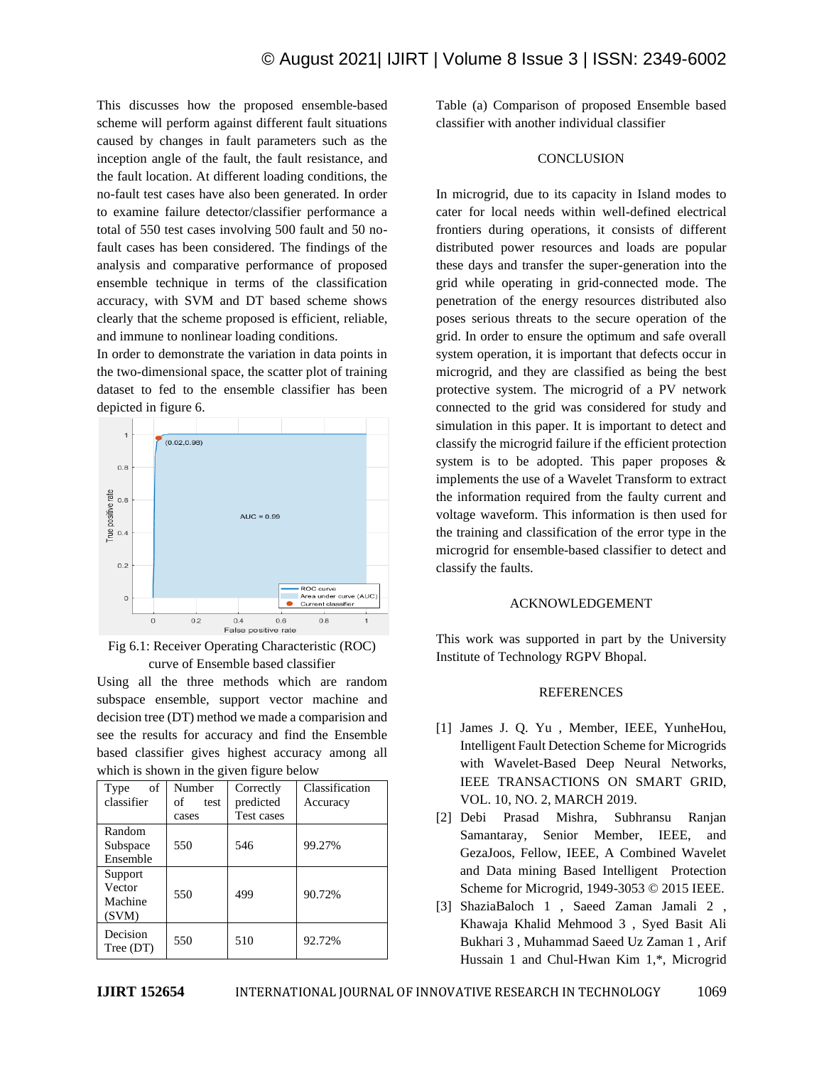This discusses how the proposed ensemble-based scheme will perform against different fault situations caused by changes in fault parameters such as the inception angle of the fault, the fault resistance, and the fault location. At different loading conditions, the no-fault test cases have also been generated. In order to examine failure detector/classifier performance a total of 550 test cases involving 500 fault and 50 no-fault cases has been considered. The findings of the analysis and comparative performance of proposed ensemble technique in terms of the classification accuracy, with SVM and DT based scheme shows clearly that the scheme proposed is efficient, reliable, and immune to nonlinear loading conditions.

In order to demonstrate the variation in data points in the two-dimensional space, the scatter plot of training dataset to fed to the ensemble classifier has been depicted in figure 6.

Fig 6.1: Receiver Operating Characteristic (ROC) curve of Ensemble based classifier

Using all the three methods which are random subspace ensemble, support vector machine and decision tree (DT) method we made a comparision and see the results for accuracy and find the Ensemble based classifier gives highest accuracy among all which is shown in the given figure below

| Type of classifier | Number of test cases | Correctly predicted Test cases | Classification Accuracy |
|---|---|---|---|
| Random Subspace Ensemble | 550 | 546 | 99.27% |
| Support Vector Machine (SVM) | 550 | 499 | 90.72% |
| Decision Tree (DT) | 550 | 510 | 92.72% |

Table (a) Comparison of proposed Ensemble based classifier with another individual classifier

## CONCLUSION

In microgrid, due to its capacity in Island modes to cater for local needs within well-defined electrical frontiers during operations, it consists of different distributed power resources and loads are popular these days and transfer the super-generation into the grid while operating in grid-connected mode. The penetration of the energy resources distributed also poses serious threats to the secure operation of the grid. In order to ensure the optimum and safe overall system operation, it is important that defects occur in microgrid, and they are classified as being the best protective system. The microgrid of a PV network connected to the grid was considered for study and simulation in this paper. It is important to detect and classify the microgrid failure if the efficient protection system is to be adopted. This paper proposes & implements the use of a Wavelet Transform to extract the information required from the faulty current and voltage waveform. This information is then used for the training and classification of the error type in the microgrid for ensemble-based classifier to detect and classify the faults.

## ACKNOWLEDGEMENT

This work was supported in part by the University Institute of Technology RGPV Bhopal.

## REFERENCES

[1] James J. Q. Yu , Member, IEEE, YunheHou, Intelligent Fault Detection Scheme for Microgrids with Wavelet-Based Deep Neural Networks, IEEE TRANSACTIONS ON SMART GRID, VOL. 10, NO. 2, MARCH 2019.

[2] Debi Prasad Mishra, Subhransu Ranjan Samantaray, Senior Member, IEEE, and GezaJoos, Fellow, IEEE, A Combined Wavelet and Data mining Based Intelligent Protection Scheme for Microgrid, 1949-3053 © 2015 IEEE.

[3] ShaziaBaloch 1 , Saeed Zaman Jamali 2 , Khawaja Khalid Mehmood 3 , Syed Basit Ali Bukhari 3 , Muhammad Saeed Uz Zaman 1 , Arif Hussain 1 and Chul-Hwan Kim 1,*, Microgrid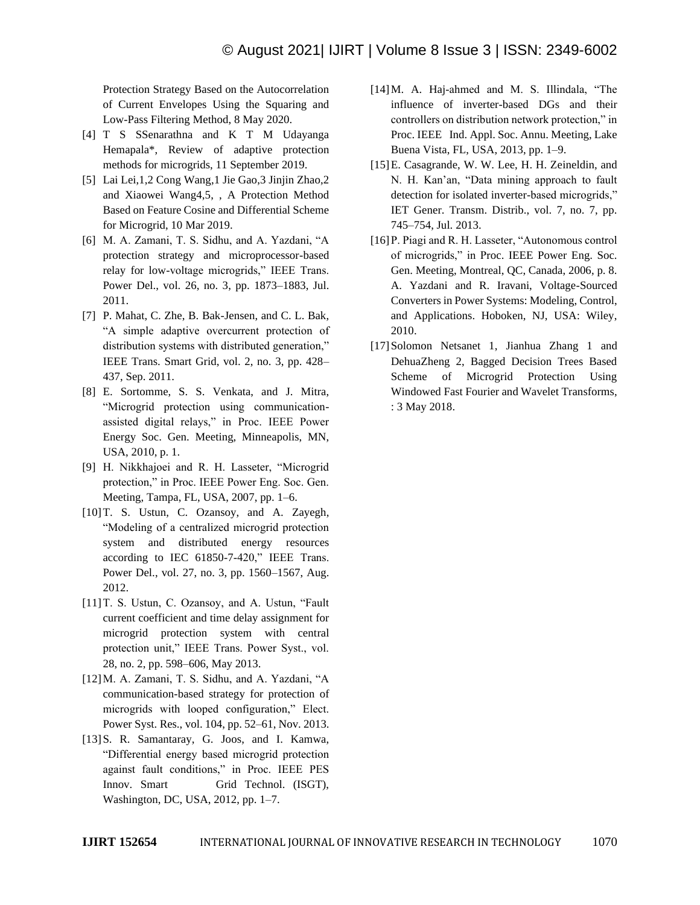Protection Strategy Based on the Autocorrelation of Current Envelopes Using the Squaring and Low-Pass Filtering Method, 8 May 2020.

[4] T S SSenarathna and K T M Udayanga Hemapala*, Review of adaptive protection methods for microgrids, 11 September 2019.

[5] Lai Lei,1,2 Cong Wang,1 Jie Gao,3 Jinjin Zhao,2 and Xiaowei Wang4,5, , A Protection Method Based on Feature Cosine and Differential Scheme for Microgrid, 10 Mar 2019.

[6] M. A. Zamani, T. S. Sidhu, and A. Yazdani, "A protection strategy and microprocessor-based relay for low-voltage microgrids," IEEE Trans. Power Del., vol. 26, no. 3, pp. 1873–1883, Jul. 2011.

[7] P. Mahat, C. Zhe, B. Bak-Jensen, and C. L. Bak, "A simple adaptive overcurrent protection of distribution systems with distributed generation," IEEE Trans. Smart Grid, vol. 2, no. 3, pp. 428–437, Sep. 2011.

[8] E. Sortomme, S. S. Venkata, and J. Mitra, "Microgrid protection using communication-assisted digital relays," in Proc. IEEE Power Energy Soc. Gen. Meeting, Minneapolis, MN, USA, 2010, p. 1.

[9] H. Nikkhajoei and R. H. Lasseter, "Microgrid protection," in Proc. IEEE Power Eng. Soc. Gen. Meeting, Tampa, FL, USA, 2007, pp. 1–6.

[10] T. S. Ustun, C. Ozansoy, and A. Zayegh, "Modeling of a centralized microgrid protection system and distributed energy resources according to IEC 61850-7-420," IEEE Trans. Power Del., vol. 27, no. 3, pp. 1560–1567, Aug. 2012.

[11] T. S. Ustun, C. Ozansoy, and A. Ustun, "Fault current coefficient and time delay assignment for microgrid protection system with central protection unit," IEEE Trans. Power Syst., vol. 28, no. 2, pp. 598–606, May 2013.

[12] M. A. Zamani, T. S. Sidhu, and A. Yazdani, "A communication-based strategy for protection of microgrids with looped configuration," Elect. Power Syst. Res., vol. 104, pp. 52–61, Nov. 2013.

[13] S. R. Samantaray, G. Joos, and I. Kamwa, "Differential energy based microgrid protection against fault conditions," in Proc. IEEE PES Innov. Smart Grid Technol. (ISGT), Washington, DC, USA, 2012, pp. 1–7.

[14] M. A. Haj-ahmed and M. S. Illindala, "The influence of inverter-based DGs and their controllers on distribution network protection," in Proc. IEEE Ind. Appl. Soc. Annu. Meeting, Lake Buena Vista, FL, USA, 2013, pp. 1–9.

[15] E. Casagrande, W. W. Lee, H. H. Zeineldin, and N. H. Kan'an, "Data mining approach to fault detection for isolated inverter-based microgrids," IET Gener. Transm. Distrib., vol. 7, no. 7, pp. 745–754, Jul. 2013.

[16] P. Piagi and R. H. Lasseter, "Autonomous control of microgrids," in Proc. IEEE Power Eng. Soc. Gen. Meeting, Montreal, QC, Canada, 2006, p. 8. A. Yazdani and R. Iravani, Voltage-Sourced Converters in Power Systems: Modeling, Control, and Applications. Hoboken, NJ, USA: Wiley, 2010.

[17] Solomon Netsanet 1, Jianhua Zhang 1 and DehuaZheng 2, Bagged Decision Trees Based Scheme of Microgrid Protection Using Windowed Fast Fourier and Wavelet Transforms, : 3 May 2018.